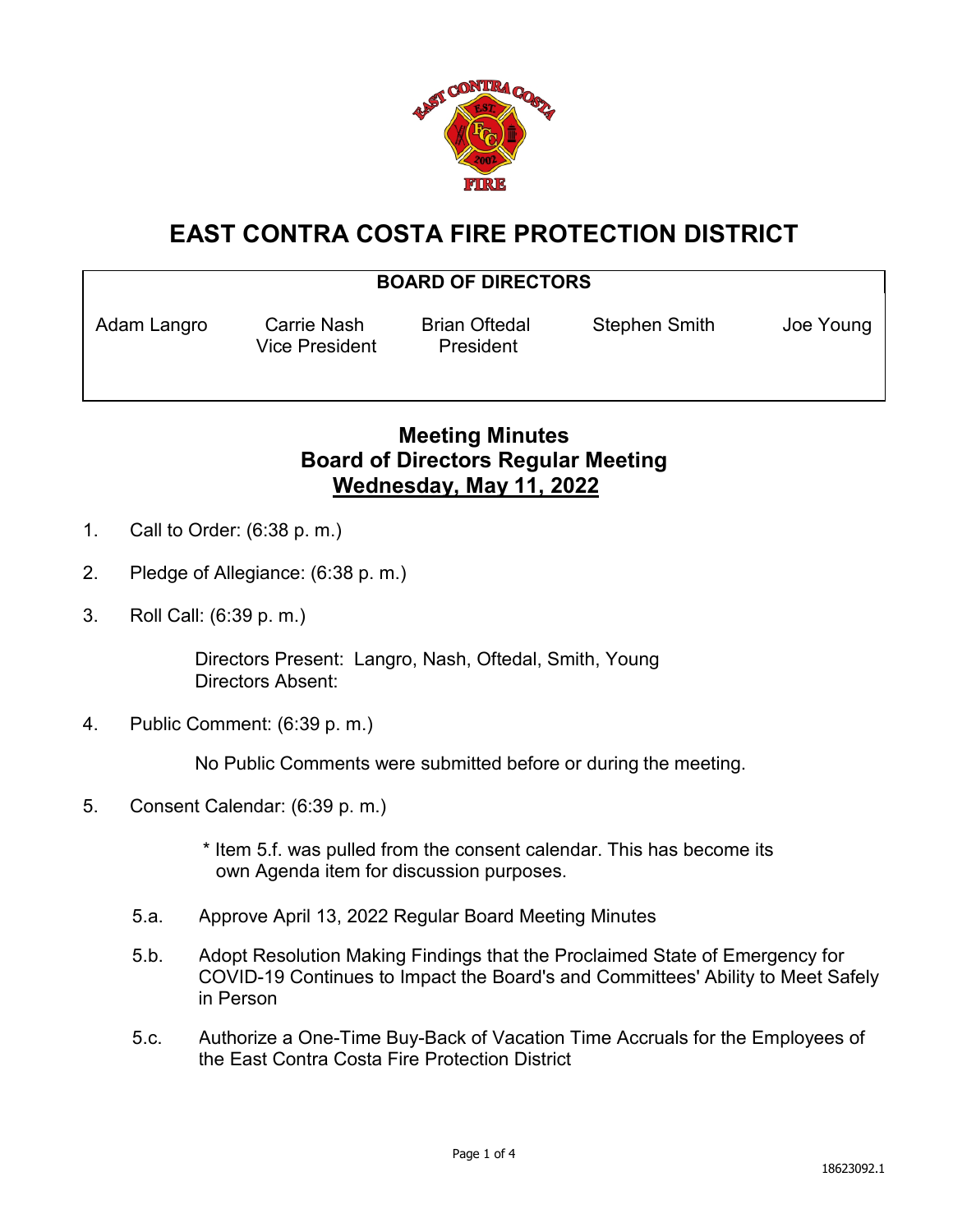# EAST CONTRA COSTA FIRE PROTECTION DISTRICT

**BOARD OF DIRECTORS**

| Adam Langro | Carrie Nash<br>Vice President | Brian Oftedal<br>President | Stephen Smith | Joe Young |
|---|---|---|---|---|

## Meeting Minutes
## Board of Directors Regular Meeting
## Wednesday, May 11, 2022

1. Call to Order: (6:38 p. m.)

2. Pledge of Allegiance: (6:38 p. m.)

3. Roll Call: (6:39 p. m.)

   Directors Present: Langro, Nash, Oftedal, Smith, Young
   Directors Absent:

4. Public Comment: (6:39 p. m.)

   No Public Comments were submitted before or during the meeting.

5. Consent Calendar: (6:39 p. m.)

   * Item 5.f. was pulled from the consent calendar. This has become its own Agenda item for discussion purposes.

   5.a. Approve April 13, 2022 Regular Board Meeting Minutes

   5.b. Adopt Resolution Making Findings that the Proclaimed State of Emergency for COVID-19 Continues to Impact the Board's and Committees' Ability to Meet Safely in Person

   5.c. Authorize a One-Time Buy-Back of Vacation Time Accruals for the Employees of the East Contra Costa Fire Protection District

18623092.1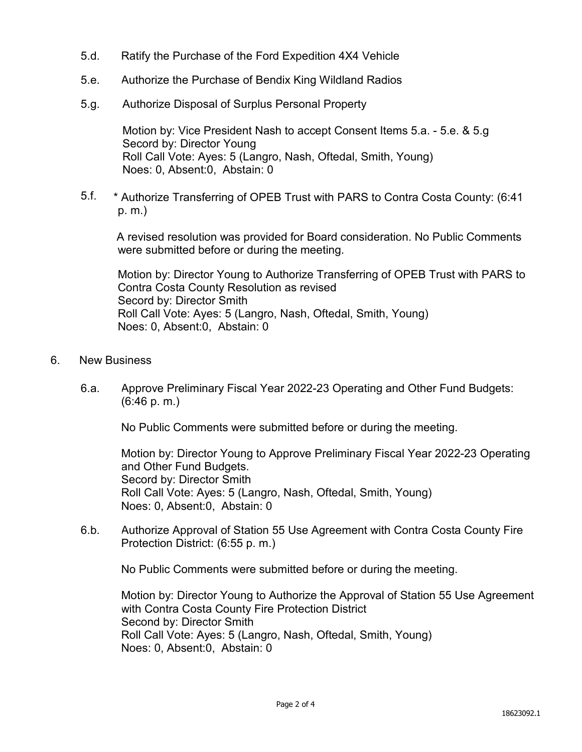5.d. Ratify the Purchase of the Ford Expedition 4X4 Vehicle

5.e. Authorize the Purchase of Bendix King Wildland Radios

5.g. Authorize Disposal of Surplus Personal Property

Motion by: Vice President Nash to accept Consent Items 5.a. - 5.e. & 5.g
Secord by: Director Young
Roll Call Vote: Ayes: 5 (Langro, Nash, Oftedal, Smith, Young)
Noes: 0, Absent:0, Abstain: 0

5.f. * Authorize Transferring of OPEB Trust with PARS to Contra Costa County: (6:41 p. m.)

A revised resolution was provided for Board consideration. No Public Comments were submitted before or during the meeting.

Motion by: Director Young to Authorize Transferring of OPEB Trust with PARS to Contra Costa County Resolution as revised
Secord by: Director Smith
Roll Call Vote: Ayes: 5 (Langro, Nash, Oftedal, Smith, Young)
Noes: 0, Absent:0, Abstain: 0

6. New Business

6.a. Approve Preliminary Fiscal Year 2022-23 Operating and Other Fund Budgets: (6:46 p. m.)

No Public Comments were submitted before or during the meeting.

Motion by: Director Young to Approve Preliminary Fiscal Year 2022-23 Operating and Other Fund Budgets.
Secord by: Director Smith
Roll Call Vote: Ayes: 5 (Langro, Nash, Oftedal, Smith, Young)
Noes: 0, Absent:0, Abstain: 0

6.b. Authorize Approval of Station 55 Use Agreement with Contra Costa County Fire Protection District: (6:55 p. m.)

No Public Comments were submitted before or during the meeting.

Motion by: Director Young to Authorize the Approval of Station 55 Use Agreement with Contra Costa County Fire Protection District
Second by: Director Smith
Roll Call Vote: Ayes: 5 (Langro, Nash, Oftedal, Smith, Young)
Noes: 0, Absent:0, Abstain: 0

18623092.1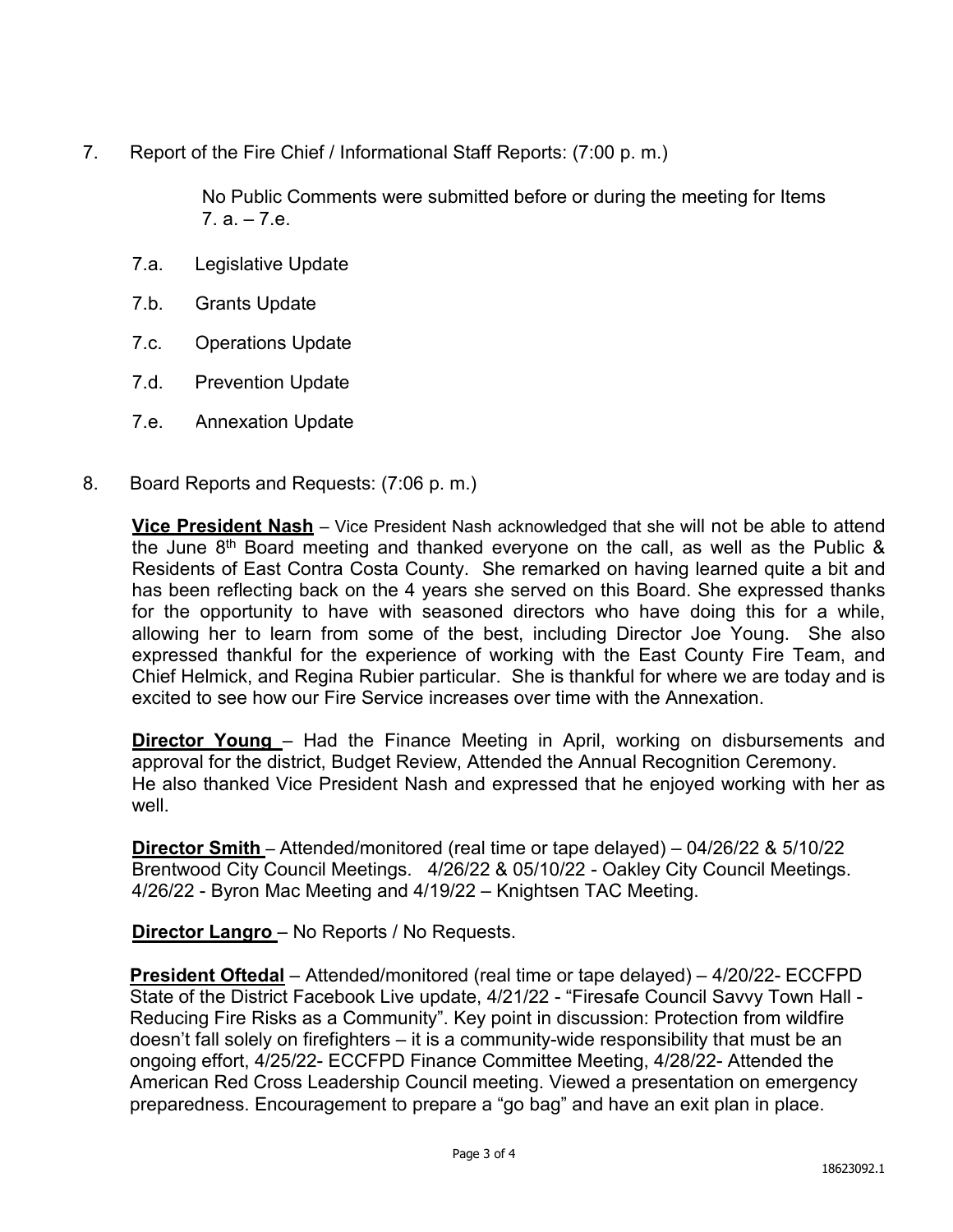7. Report of the Fire Chief / Informational Staff Reports: (7:00 p. m.)

   No Public Comments were submitted before or during the meeting for Items 7. a. – 7.e.

   7.a. Legislative Update

   7.b. Grants Update

   7.c. Operations Update

   7.d. Prevention Update

   7.e. Annexation Update

8. Board Reports and Requests: (7:06 p. m.)

   **Vice President Nash** – Vice President Nash acknowledged that she will not be able to attend the June 8th Board meeting and thanked everyone on the call, as well as the Public & Residents of East Contra Costa County. She remarked on having learned quite a bit and has been reflecting back on the 4 years she served on this Board. She expressed thanks for the opportunity to have with seasoned directors who have doing this for a while, allowing her to learn from some of the best, including Director Joe Young. She also expressed thankful for the experience of working with the East County Fire Team, and Chief Helmick, and Regina Rubier particular. She is thankful for where we are today and is excited to see how our Fire Service increases over time with the Annexation.

   **Director Young** – Had the Finance Meeting in April, working on disbursements and approval for the district, Budget Review, Attended the Annual Recognition Ceremony. He also thanked Vice President Nash and expressed that he enjoyed working with her as well.

   **Director Smith** – Attended/monitored (real time or tape delayed) – 04/26/22 & 5/10/22 Brentwood City Council Meetings. 4/26/22 & 05/10/22 - Oakley City Council Meetings. 4/26/22 - Byron Mac Meeting and 4/19/22 – Knightsen TAC Meeting.

   **Director Langro** – No Reports / No Requests.

   **President Oftedal** – Attended/monitored (real time or tape delayed) – 4/20/22- ECCFPD State of the District Facebook Live update, 4/21/22 - "Firesafe Council Savvy Town Hall - Reducing Fire Risks as a Community". Key point in discussion: Protection from wildfire doesn't fall solely on firefighters – it is a community-wide responsibility that must be an ongoing effort, 4/25/22- ECCFPD Finance Committee Meeting, 4/28/22- Attended the American Red Cross Leadership Council meeting. Viewed a presentation on emergency preparedness. Encouragement to prepare a "go bag" and have an exit plan in place.

18623092.1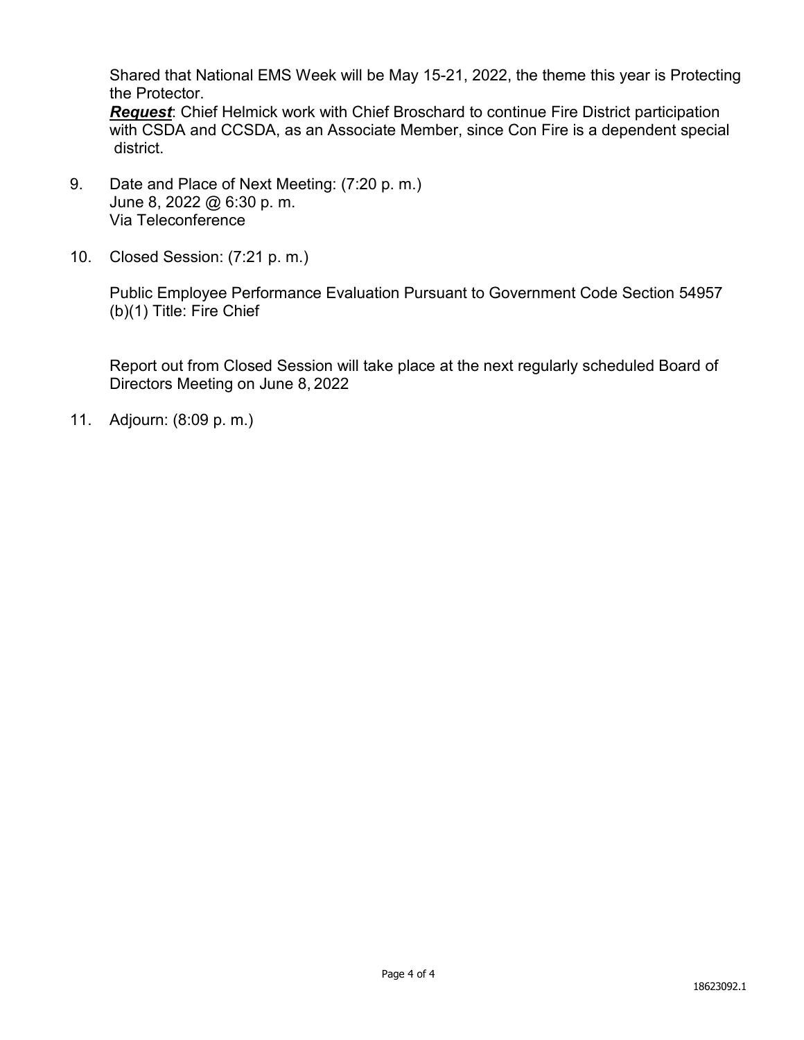Shared that National EMS Week will be May 15-21, 2022, the theme this year is Protecting the Protector.

***Request***: Chief Helmick work with Chief Broschard to continue Fire District participation with CSDA and CCSDA, as an Associate Member, since Con Fire is a dependent special district.

9. Date and Place of Next Meeting: (7:20 p. m.)
   June 8, 2022 @ 6:30 p. m.
   Via Teleconference

10. Closed Session: (7:21 p. m.)

    Public Employee Performance Evaluation Pursuant to Government Code Section 54957 (b)(1) Title: Fire Chief

    Report out from Closed Session will take place at the next regularly scheduled Board of Directors Meeting on June 8, 2022

11. Adjourn: (8:09 p. m.)

18623092.1